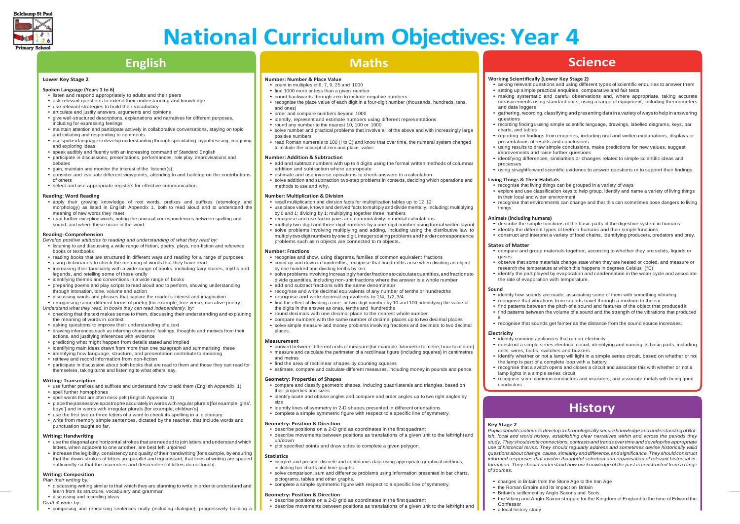

# **National Curriculum Objectives: Year 4**

### **Lower Key Stage 2**

### **Spoken Language (Years 1 to 6)**

- listen and respond appropriately to adults and their peers
- ask relevant questions to extend their understanding and knowledge • use relevant strategies to build their vocabulary
- articulate and justify answers, arguments and opinions
- give well-structured descriptions, explanations and narratives for different purposes, including for expressing feelings
- maintain attention and participate actively in collaborative conversations, staying on topic and initiating and responding to comments
- use spoken language to develop understanding through speculating, hypothesising, imagining and exploring ideas
- speak audibly and fluently with an increasing command of Standard English
- participate in discussions, presentations, performances, role play, improvisations and
- debates
- gain, maintain and monitor the interest of the listener(s)
- consider and evaluate different viewpoints, attending to and building on the contributions of others
- select and use appropriate registers for effective communication.

### **Reading: Word Reading**

- apply their growing knowledge of root words, prefixes and suffixes (etymology and morphology) as listed in English Appendix 1, both to read aloud and to understand the meaning of new words they meet
- read further exception words, noting the unusual correspondences between spelling and sound, and where these occur in the word.

### **Reading: Comprehension**

*Develop positive attitudes to reading and understanding of what they read by:*

- use further prefixes and suffixes and understand how to add them (English Appendix 1) • spell further homophones
- spell words that are often miss-pelt (English Appendix 1)
- place the possessive apostrophe accurately in words with regular plurals [for example, girls', boys'] and in words with irregular plurals [for example, children's]
- use the first two or three letters of a word to check its spelling in a dictionary
- write from memory simple sentences, dictated by the teacher, that include words and punctuation taught so far.
- listening to and discussing a wide range of fiction, poetry, plays, non-fiction and reference books or textbooks
- reading books that are structured in different ways and reading for <sup>a</sup> range of purposes
- using dictionaries to check the meaning of words that they have read • increasing their familiarity with a wide range of books, including fairy stories, myths and
- legends, and retelling some of these orally
- identifying themes and conventions in a wide range of books
- preparing poems and play scripts to read aloud and to perform, showing understanding through intonation, tone, volume and action
- discussing words and phrases that capture the reader's interest and imagination
- recognising some different forms of poetry [for example, free verse, narrative poetry] *Understand what they read, in books they can read independently, by:*
- checking that the text makes sense to them, discussing their understanding and explaining the meaning of words in context
- asking questions to improve their understanding of a text
- drawing inferences such as inferring characters' feelings, thoughts and motives from their actions, and justifying inferences with evidence
- predicting what might happen from details stated and implied
- identifying main ideas drawn from more than one paragraph and summarising these
- identifying how language, structure, and presentation contribute to meaning
- retrieve and record information from non-fiction
- participate in discussion about both books that are read to them and those they can read for themselves, taking turns and listening to what others say.

### **Writing: Transcription**

### **Writing: Handwriting**

- use the diagonal and horizontal strokes that are needed to join letters and understand which letters, when adjacent to one another, are best left unjoined
- increase the legibility, consistency and quality of their handwriting [for example, by ensuring that the down-strokes of letters are parallel and equidistant; that lines of writing are spaced sufficiently so that the ascenders and descenders of letters do not touch].

### **Writing: Composition**

- *Plan their writing by:*
- discussing writing similar to that which they are planning to write in order to understand and learn from its structure, vocabulary and grammar
- discussing and recording ideas
- *Draft & write by:*
- composing and rehearsing sentences orally (including dialogue), progressively building <sup>a</sup>

## **English**

### **Number: Number & Place Value**

• using results to draw simple conclusions, make predictions for new values, suggest improvements and raise further questions

- count in multiples of 6, 7, 9, 25 and <sup>1000</sup>
- find 1000 more or less than a given number • count backwards through zero to include negative numbers
- 
- recognise the place value of each digit in a four-digit number (thousands, hundreds, tens, and ones)
- order and compare numbers beyond 1000
- identify, represent and estimate numbers using different representations
- round any number to the nearest 10, 100 or <sup>1000</sup>
- solve number and practical problems that involve all of the above and with increasingly large positive numbers
- read Roman numerals to 100 (I to C) and know that over time, the numeral system changed to include the concept of zero and place value.

### **Number: Addition & Subtraction**

- add and subtract numbers with up to <sup>4</sup> digits using the formal written methods of columnar addition and subtraction where appropriate
- estimate and use inverse operations to check answers to a calculation
- solve addition and subtraction two-step problems in contexts, deciding which operations and methods to use and why.

### **Number: Multiplication & Division**

- recall multiplication and division facts for multiplication tables up to 12 <sup>12</sup> • use place value, known and derived facts to multiply and divide mentally, including: multiplying
- by 0 and 1; dividing by 1; multiplying together three numbers • recognise and use factor pairs and commutativity in mental calculations
- multiply two-digit and three-digit numbers by <sup>a</sup> one-digit number using formal written layout
- solve problems involving multiplying and adding, including using the distributive law to multiply two digit numbers byone digit, integer scaling problems andharder correspondence problems such as n objects are connected to m objects.

### **Number: Fractions**

Confessor • a local history study

- recognise and show, using diagrams, families of common equivalent fractions
- count up and down in hundredths; recognise that hundredths arise when dividing an object by one hundred and dividing tenths by ten.
- solveproblems involvingincreasingly harderfractionstocalculatequantities,andfractionsto divide quantities, including non-unit fractions where the answer is a whole number
- add and subtract fractions with the same denominator
- recognise and write decimal equivalents of any number of tenths or hundredths
- recognise and write decimal equivalents to 1/4, 1/2,3/4
- find the effect of dividing a one- or two-digit number by 10 and 100, identifying the value of
- the digits in the answer as ones, tenths and hundredths
- round decimals with one decimal place to the nearest whole number
- compare numbers with the same number of decimal places up to two decimal places • solve simple measure and money problems involving fractions and decimals to two decimal places.

### **Measurement**

- convert between different units of measure [for example, kilometre to metre; hour to minute]
- measure and calculate the perimeter of a rectilinear figure (including squares) in centimetres and metres
- find the area of rectilinear shapes by counting squares
- estimate, compare and calculate different measures, including money in pounds and pence.

### **Geometry: Properties of Shapes**

- compare and classify geometric shapes, including quadrilaterals and triangles, based on their properties and sizes
- identify acute and obtuse angles and compare and order angles up to two right angles by size

- identify lines of symmetry in 2-D shapes presented in different orientations
- complete a simple symmetric figure with respect to a specific line of symmetry.

### **Geometry: Position & Direction**

- describe positions on a 2-D grid as coordinates in the first quadrant
- describe movements between positions as translations of a given unit to the left/right and
- up/down

• plot specified points and draw sides to complete a given polygon.

### **Statistics** • interpret and present discrete and continuous data using appropriate graphical methods,



including bar charts and time graphs.

• solve comparison, sum and difference problems using information presented in bar charts,

• describe movements between positions as translations of a given unit to the left/right and

pictograms, tables and other graphs.

• complete a simple symmetric figure with respect to a specific line of symmetry.

**Geometry: Position & Direction**

• describe positions on a 2-D grid as coordinates in the first quadrant

### **Maths**

### **Working Scientifically (Lower Key Stage 2)**

• asking relevant questions and using different types of scientific enquiries to answer them • setting up simple practical enquiries, comparative and fair tests

• making systematic and careful observations and, where appropriate, taking accurate measurements using standard units, using a range of equipment, including thermometers

• gathering, recording, classifying and presenting data in <sup>a</sup> variety of ways tohelp in answering

questions

• recording findings using simple scientific language, drawings, labelled diagrams, keys, bar

charts, and tables

• reporting on findings from enquiries, including oral and written explanations, displays or presentations of results and conclusions

• identifying differences, similarities or changes related to simple scientific ideas and

processes

• using straightforward scientific evidence to answer questions or to support their findings.

### **Living Things & Their Habitats**

and data loggers

• recognise that living things can be grouped in a variety of ways

• explore and use classification keys to help group, identify and name a variety of living things in their local and wider environment

• recognise that environments can change and that this can sometimes pose dangers to living

things.

**Animals (including humans)**

• describe the simple functions of the basic parts of the digestive system in humans • identify the different types of teeth in humans and their simple functions • construct and interpret <sup>a</sup> variety of food chains, identifying producers, predators and prey.

**States of Matter**

• compare and group materials together, according to whether they are solids, liquids or

gases

• observe that some materials change state when they are heated or cooled, and measure or research the temperature at which this happens in degrees Celsius (°C) • identify the part played by evaporation and condensation in the water cycle and associate the rate of evaporation with temperature.

**Sound**

• identify how sounds are made, associating some of them with something vibrating • recognise that vibrations from sounds travel through a medium to the ear • find patterns between the pitch of a sound and features of the object that produced it • find patterns between the volume of a sound and the strength of the vibrations that produced

it • recognise that sounds get fainter as the distance from the sound source increases.

• identify common appliances that run on electricity

**Electricity**

• construct <sup>a</sup> simple series electrical circuit, identifying and naming its basic parts, including cells, wires, bulbs, switches and buzzers

• identify whether or not a lamp will light in a simple series circuit, based on whether or not the lamp is part of a complete loop with a battery

• recognise that a switch opens and closes a circuit and associate this with whether or not a lamp lights in a simple series circuit

• recognise some common conductors and insulators, and associate metals with being good

conductors.

### **Science**

**Key Stage 2**

*Pupils should continue todevelop achronologically secure knowledge and understanding ofBritish, local and world history, establishing clear narratives within and across the periods they study. They should noteconnections, contrasts and trends overtime and develop the appropriate use of historical terms. They should regularly address and sometimes devise historically valid questions about change, cause, similarity anddifference,andsignificance.They should construct informed responses that involve thoughtful selection and organisation of relevant historical information. They should understand how our knowledge of the past is constructed from a range* 

*of sources.*

• changes in Britain from the Stone Age to the Iron Age • the Roman Empire and its impact on Britain • Britain's settlement by Anglo-Saxons and Scots • the Viking and Anglo-Saxon struggle for the Kingdom of England to the time of Edward the

### **History**